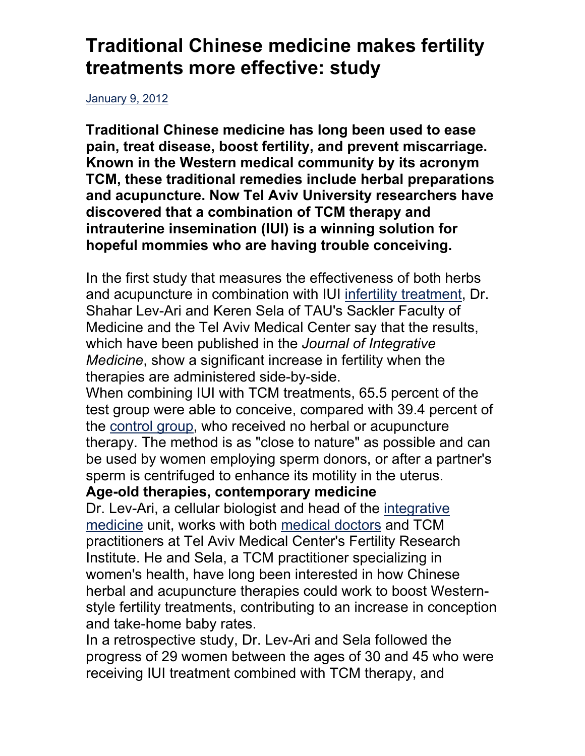# Traditional Chinese medicine makes fertility treatments more effective: study

January 9, 2012

**Traditional Chinese medicine has long been used to ease pain, treat disease, boost fertility, and prevent miscarriage. Known in the Western medical community by its acronym TCM, these traditional remedies include herbal preparations and acupuncture. Now Tel Aviv University researchers have discovered that a combination of TCM therapy and intrauterine insemination (IUI) is a winning solution for hopeful mommies who are having trouble conceiving.**

In the first study that measures the effectiveness of both herbs and acupuncture in combination with IUI infertility treatment, Dr. Shahar Lev-Ari and Keren Sela of TAU's Sackler Faculty of Medicine and the Tel Aviv Medical Center say that the results, which have been published in the *Journal of Integrative Medicine*, show a significant increase in fertility when the therapies are administered side-by-side.

When combining IUI with TCM treatments, 65.5 percent of the test group were able to conceive, compared with 39.4 percent of the control group, who received no herbal or acupuncture therapy. The method is as "close to nature" as possible and can be used by women employing sperm donors, or after a partner's sperm is centrifuged to enhance its motility in the uterus.

**Age-old therapies, contemporary medicine**

Dr. Lev-Ari, a cellular biologist and head of the integrative medicine unit, works with both medical doctors and TCM practitioners at Tel Aviv Medical Center's Fertility Research Institute. He and Sela, a TCM practitioner specializing in women's health, have long been interested in how Chinese herbal and acupuncture therapies could work to boost Western-style fertility treatments, contributing to an increase in conception and take-home baby rates.

In a retrospective study, Dr. Lev-Ari and Sela followed the progress of 29 women between the ages of 30 and 45 who were receiving IUI treatment combined with TCM therapy, and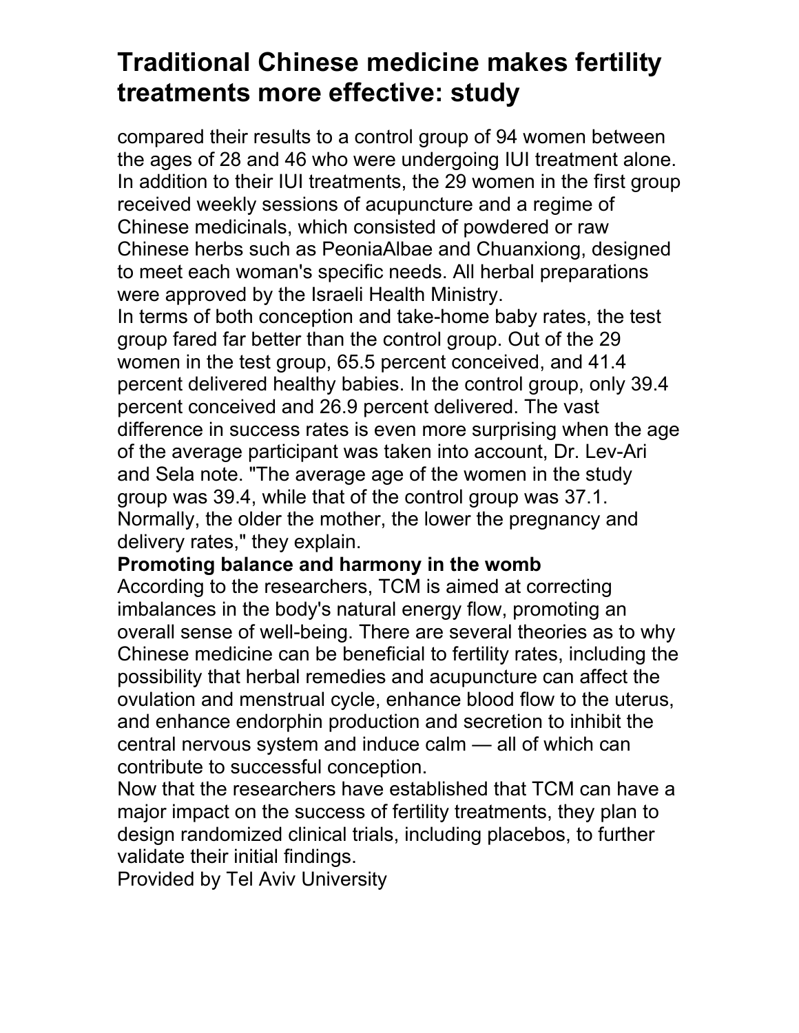# Traditional Chinese medicine makes fertility treatments more effective: study

compared their results to a control group of 94 women between the ages of 28 and 46 who were undergoing IUI treatment alone. In addition to their IUI treatments, the 29 women in the first group received weekly sessions of acupuncture and a regime of Chinese medicinals, which consisted of powdered or raw Chinese herbs such as PeoniaAlbae and Chuanxiong, designed to meet each woman's specific needs. All herbal preparations were approved by the Israeli Health Ministry.

In terms of both conception and take-home baby rates, the test group fared far better than the control group. Out of the 29 women in the test group, 65.5 percent conceived, and 41.4 percent delivered healthy babies. In the control group, only 39.4 percent conceived and 26.9 percent delivered. The vast difference in success rates is even more surprising when the age of the average participant was taken into account, Dr. Lev-Ari and Sela note. "The average age of the women in the study group was 39.4, while that of the control group was 37.1. Normally, the older the mother, the lower the pregnancy and delivery rates," they explain.

**Promoting balance and harmony in the womb**

According to the researchers, TCM is aimed at correcting imbalances in the body's natural energy flow, promoting an overall sense of well-being. There are several theories as to why Chinese medicine can be beneficial to fertility rates, including the possibility that herbal remedies and acupuncture can affect the ovulation and menstrual cycle, enhance blood flow to the uterus, and enhance endorphin production and secretion to inhibit the central nervous system and induce calm — all of which can contribute to successful conception.

Now that the researchers have established that TCM can have a major impact on the success of fertility treatments, they plan to design randomized clinical trials, including placebos, to further validate their initial findings.

Provided by Tel Aviv University